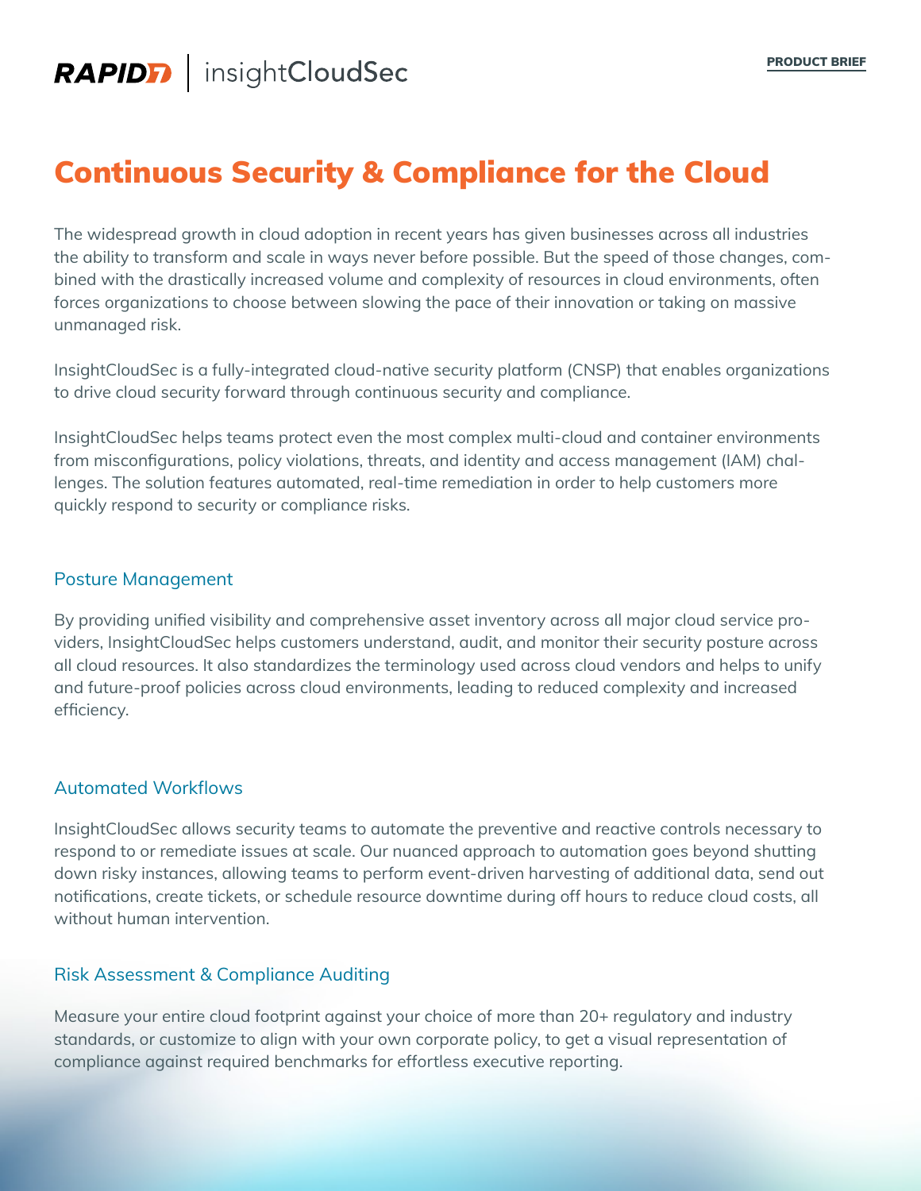RAPID7 | insightCloudSec

PRODUCT BRIEF

# Continuous Security & Compliance for the Cloud

The widespread growth in cloud adoption in recent years has given businesses across all industries the ability to transform and scale in ways never before possible. But the speed of those changes, combined with the drastically increased volume and complexity of resources in cloud environments, often forces organizations to choose between slowing the pace of their innovation or taking on massive unmanaged risk.

InsightCloudSec is a fully-integrated cloud-native security platform (CNSP) that enables organizations to drive cloud security forward through continuous security and compliance.

InsightCloudSec helps teams protect even the most complex multi-cloud and container environments from misconfigurations, policy violations, threats, and identity and access management (IAM) challenges. The solution features automated, real-time remediation in order to help customers more quickly respond to security or compliance risks.

## Posture Management

By providing unified visibility and comprehensive asset inventory across all major cloud service providers, InsightCloudSec helps customers understand, audit, and monitor their security posture across all cloud resources. It also standardizes the terminology used across cloud vendors and helps to unify and future-proof policies across cloud environments, leading to reduced complexity and increased efficiency.

## Automated Workflows

InsightCloudSec allows security teams to automate the preventive and reactive controls necessary to respond to or remediate issues at scale. Our nuanced approach to automation goes beyond shutting down risky instances, allowing teams to perform event-driven harvesting of additional data, send out notifications, create tickets, or schedule resource downtime during off hours to reduce cloud costs, all without human intervention.

## Risk Assessment & Compliance Auditing

Measure your entire cloud footprint against your choice of more than 20+ regulatory and industry standards, or customize to align with your own corporate policy, to get a visual representation of compliance against required benchmarks for effortless executive reporting.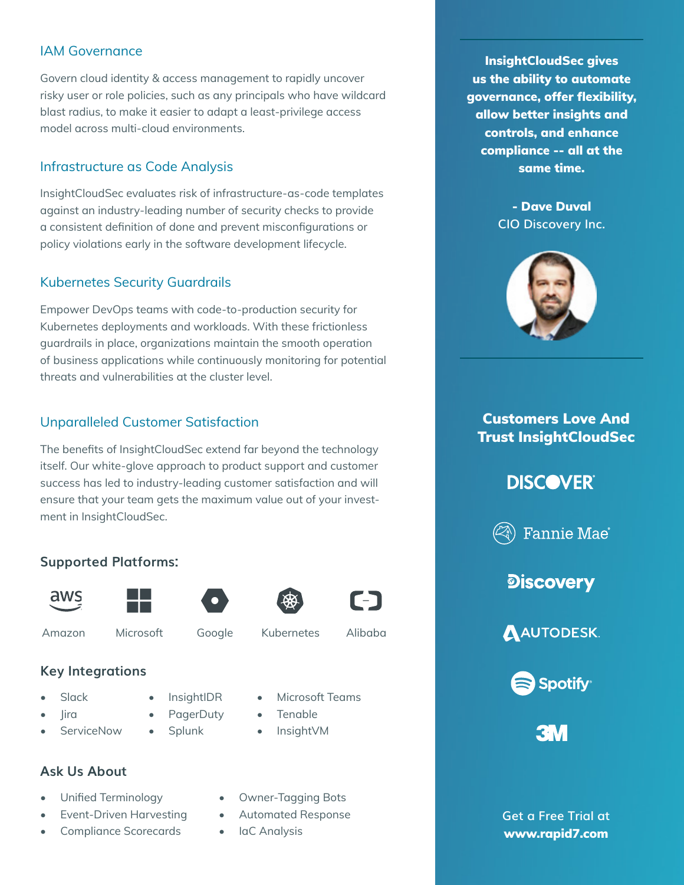## IAM Governance

Govern cloud identity & access management to rapidly uncover risky user or role policies, such as any principals who have wildcard blast radius, to make it easier to adapt a least-privilege access model across multi-cloud environments.

## Infrastructure as Code Analysis

InsightCloudSec evaluates risk of infrastructure-as-code templates against an industry-leading number of security checks to provide a consistent definition of done and prevent misconfigurations or policy violations early in the software development lifecycle.

## Kubernetes Security Guardrails

Empower DevOps teams with code-to-production security for Kubernetes deployments and workloads. With these frictionless guardrails in place, organizations maintain the smooth operation of business applications while continuously monitoring for potential threats and vulnerabilities at the cluster level.

## Unparalleled Customer Satisfaction

The benefits of InsightCloudSec extend far beyond the technology itself. Our white-glove approach to product support and customer success has led to industry-leading customer satisfaction and will ensure that your team gets the maximum value out of your investment in InsightCloudSec.

### Supported Platforms:

Amazon
Microsoft
Google
Kubernetes
Alibaba

### Key Integrations

- Slack
- Jira
- ServiceNow
- InsightIDR
- PagerDuty
- Splunk
- Microsoft Teams
- Tenable
- InsightVM

### Ask Us About

- Unified Terminology
- Event-Driven Harvesting
- Compliance Scorecards
- Owner-Tagging Bots
- Automated Response
- IaC Analysis

**InsightCloudSec gives us the ability to automate governance, offer flexibility, allow better insights and controls, and enhance compliance -- all at the same time.**

**- Dave Duval**
CIO Discovery Inc.

**Customers Love And Trust InsightCloudSec**

DISCOVER
Fannie Mae
Discovery
AUTODESK
Spotify
3M

Get a Free Trial at
**www.rapid7.com**